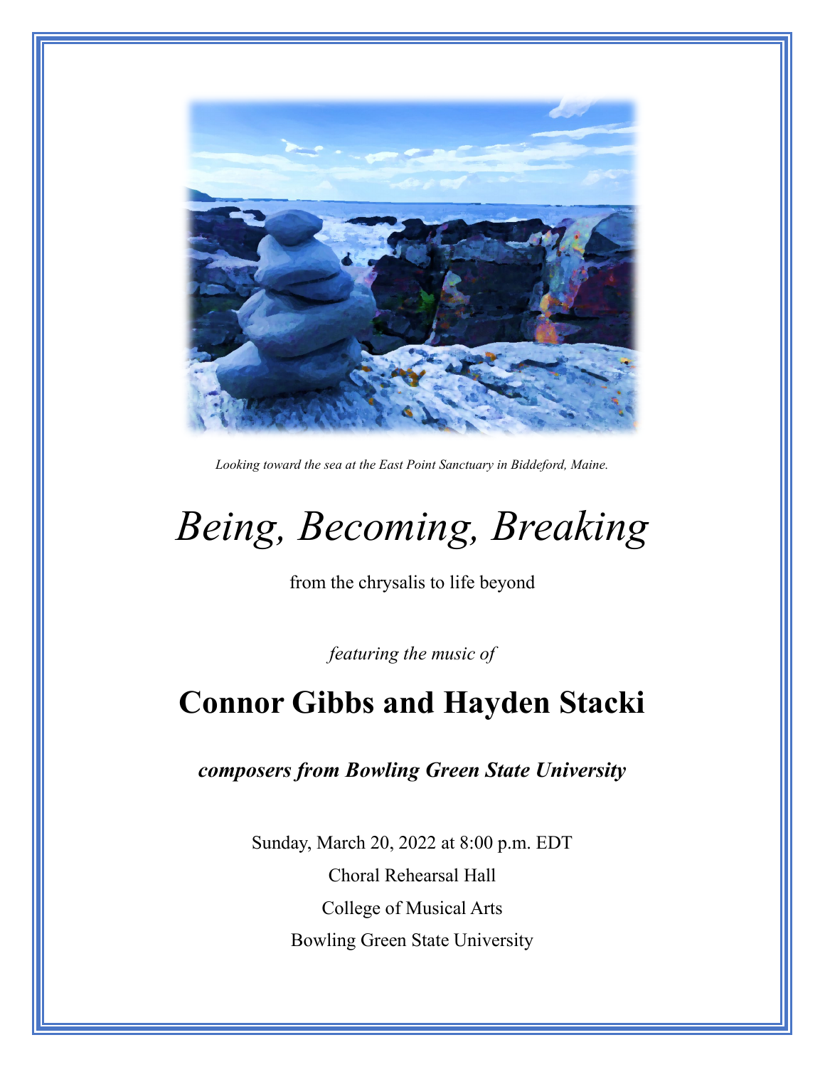*Looking toward the sea at the East Point Sanctuary in Biddeford, Maine.*

# *Being, Becoming, Breaking*

from the chrysalis to life beyond

*featuring the music of*

## Connor Gibbs and Hayden Stacki

***composers from Bowling Green State University***

Sunday, March 20, 2022 at 8:00 p.m. EDT

Choral Rehearsal Hall

College of Musical Arts

Bowling Green State University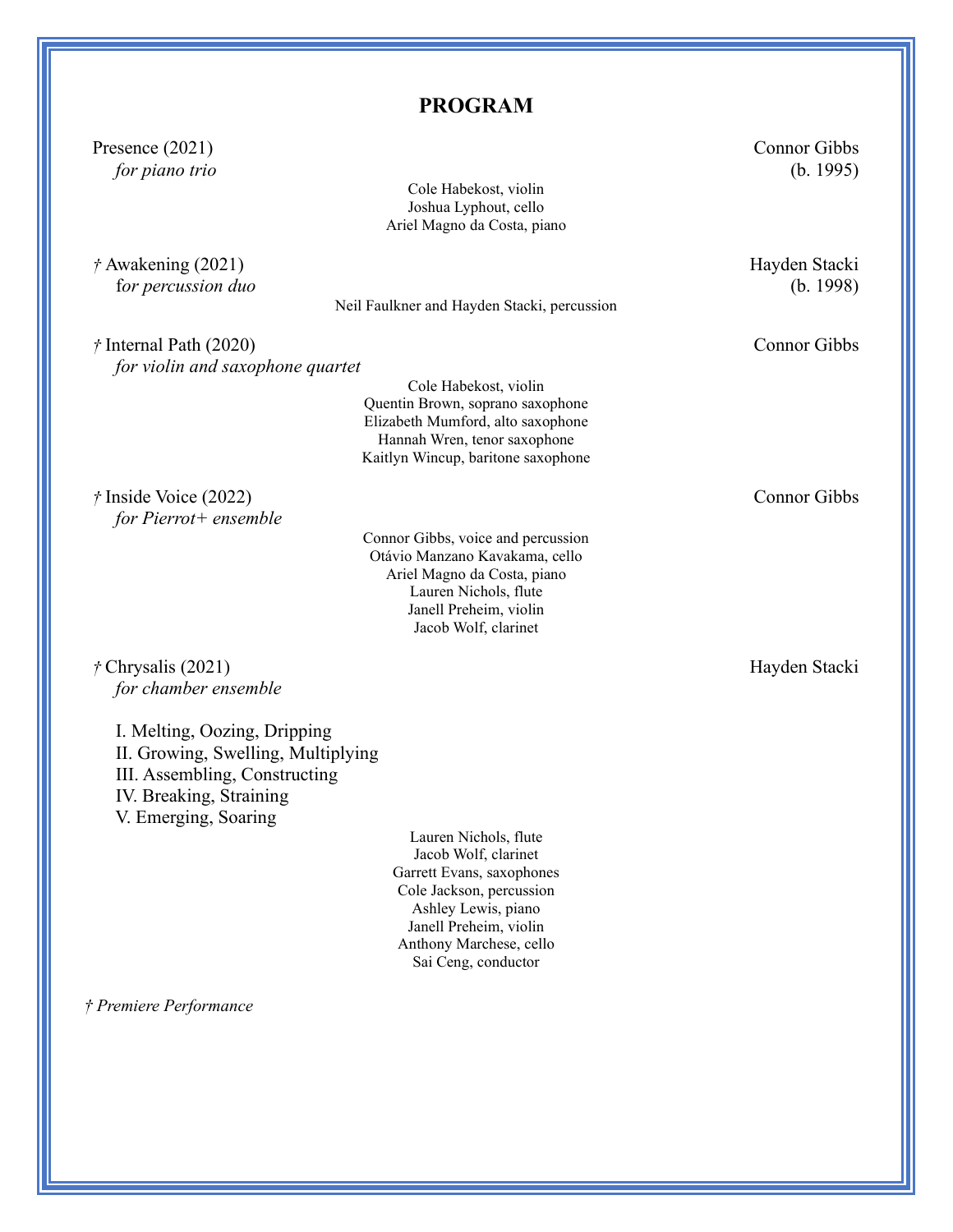# PROGRAM

Presence (2021) — Connor Gibbs (b. 1995)
*for piano trio*

Cole Habekost, violin
Joshua Lyphout, cello
Ariel Magno da Costa, piano

† Awakening (2021) — Hayden Stacki (b. 1998)
*for percussion duo*

Neil Faulkner and Hayden Stacki, percussion

† Internal Path (2020) — Connor Gibbs
*for violin and saxophone quartet*

Cole Habekost, violin
Quentin Brown, soprano saxophone
Elizabeth Mumford, alto saxophone
Hannah Wren, tenor saxophone
Kaitlyn Wincup, baritone saxophone

† Inside Voice (2022) — Connor Gibbs
*for Pierrot+ ensemble*

Connor Gibbs, voice and percussion
Otávio Manzano Kavakama, cello
Ariel Magno da Costa, piano
Lauren Nichols, flute
Janell Preheim, violin
Jacob Wolf, clarinet

† Chrysalis (2021) — Hayden Stacki
*for chamber ensemble*

I. Melting, Oozing, Dripping
II. Growing, Swelling, Multiplying
III. Assembling, Constructing
IV. Breaking, Straining
V. Emerging, Soaring

Lauren Nichols, flute
Jacob Wolf, clarinet
Garrett Evans, saxophones
Cole Jackson, percussion
Ashley Lewis, piano
Janell Preheim, violin
Anthony Marchese, cello
Sai Ceng, conductor

*† Premiere Performance*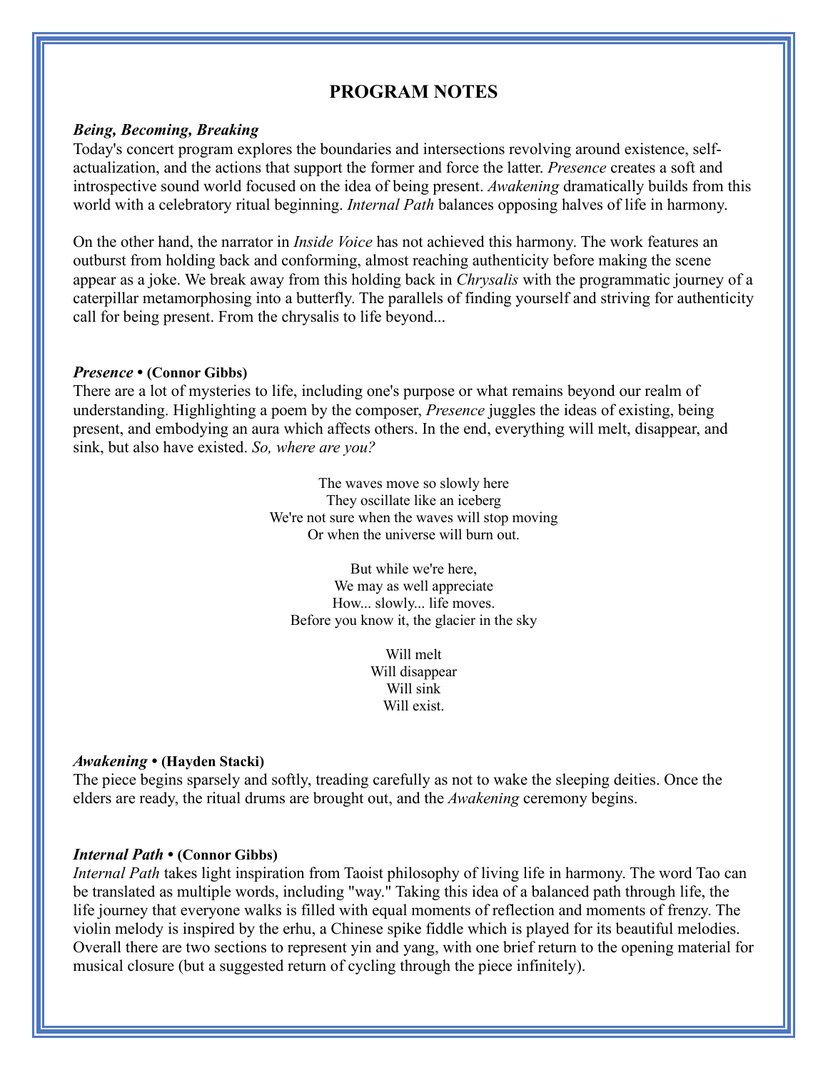## PROGRAM NOTES

### *Being, Becoming, Breaking*

Today's concert program explores the boundaries and intersections revolving around existence, self-actualization, and the actions that support the former and force the latter. *Presence* creates a soft and introspective sound world focused on the idea of being present. *Awakening* dramatically builds from this world with a celebratory ritual beginning. *Internal Path* balances opposing halves of life in harmony.

On the other hand, the narrator in *Inside Voice* has not achieved this harmony. The work features an outburst from holding back and conforming, almost reaching authenticity before making the scene appear as a joke. We break away from this holding back in *Chrysalis* with the programmatic journey of a caterpillar metamorphosing into a butterfly. The parallels of finding yourself and striving for authenticity call for being present. From the chrysalis to life beyond...

### *Presence* • (Connor Gibbs)

There are a lot of mysteries to life, including one's purpose or what remains beyond our realm of understanding. Highlighting a poem by the composer, *Presence* juggles the ideas of existing, being present, and embodying an aura which affects others. In the end, everything will melt, disappear, and sink, but also have existed. *So, where are you?*

The waves move so slowly here  
They oscillate like an iceberg  
We're not sure when the waves will stop moving  
Or when the universe will burn out.

But while we're here,  
We may as well appreciate  
How... slowly... life moves.  
Before you know it, the glacier in the sky

Will melt  
Will disappear  
Will sink  
Will exist.

### *Awakening* • (Hayden Stacki)

The piece begins sparsely and softly, treading carefully as not to wake the sleeping deities. Once the elders are ready, the ritual drums are brought out, and the *Awakening* ceremony begins.

### *Internal Path* • (Connor Gibbs)

*Internal Path* takes light inspiration from Taoist philosophy of living life in harmony. The word Tao can be translated as multiple words, including "way." Taking this idea of a balanced path through life, the life journey that everyone walks is filled with equal moments of reflection and moments of frenzy. The violin melody is inspired by the erhu, a Chinese spike fiddle which is played for its beautiful melodies. Overall there are two sections to represent yin and yang, with one brief return to the opening material for musical closure (but a suggested return of cycling through the piece infinitely).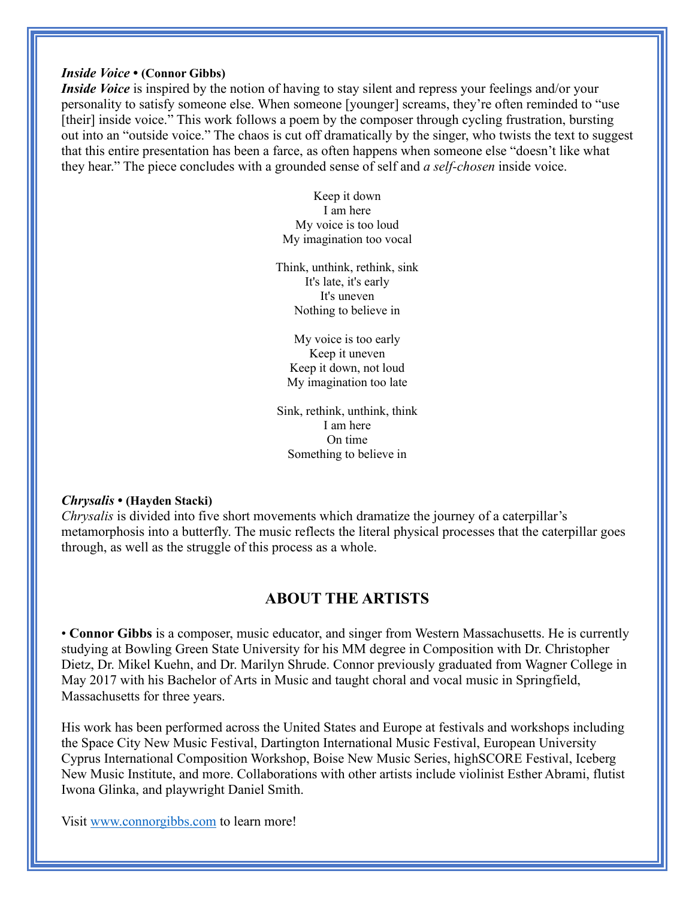***Inside Voice* • (Connor Gibbs)**

***Inside Voice*** is inspired by the notion of having to stay silent and repress your feelings and/or your personality to satisfy someone else. When someone [younger] screams, they're often reminded to "use [their] inside voice." This work follows a poem by the composer through cycling frustration, bursting out into an "outside voice." The chaos is cut off dramatically by the singer, who twists the text to suggest that this entire presentation has been a farce, as often happens when someone else "doesn't like what they hear." The piece concludes with a grounded sense of self and *a self-chosen* inside voice.

Keep it down
I am here
My voice is too loud
My imagination too vocal

Think, unthink, rethink, sink
It's late, it's early
It's uneven
Nothing to believe in

My voice is too early
Keep it uneven
Keep it down, not loud
My imagination too late

Sink, rethink, unthink, think
I am here
On time
Something to believe in

***Chrysalis* • (Hayden Stacki)**

*Chrysalis* is divided into five short movements which dramatize the journey of a caterpillar's metamorphosis into a butterfly. The music reflects the literal physical processes that the caterpillar goes through, as well as the struggle of this process as a whole.

## ABOUT THE ARTISTS

• **Connor Gibbs** is a composer, music educator, and singer from Western Massachusetts. He is currently studying at Bowling Green State University for his MM degree in Composition with Dr. Christopher Dietz, Dr. Mikel Kuehn, and Dr. Marilyn Shrude. Connor previously graduated from Wagner College in May 2017 with his Bachelor of Arts in Music and taught choral and vocal music in Springfield, Massachusetts for three years.

His work has been performed across the United States and Europe at festivals and workshops including the Space City New Music Festival, Dartington International Music Festival, European University Cyprus International Composition Workshop, Boise New Music Series, highSCORE Festival, Iceberg New Music Institute, and more. Collaborations with other artists include violinist Esther Abrami, flutist Iwona Glinka, and playwright Daniel Smith.

Visit [www.connorgibbs.com](www.connorgibbs.com) to learn more!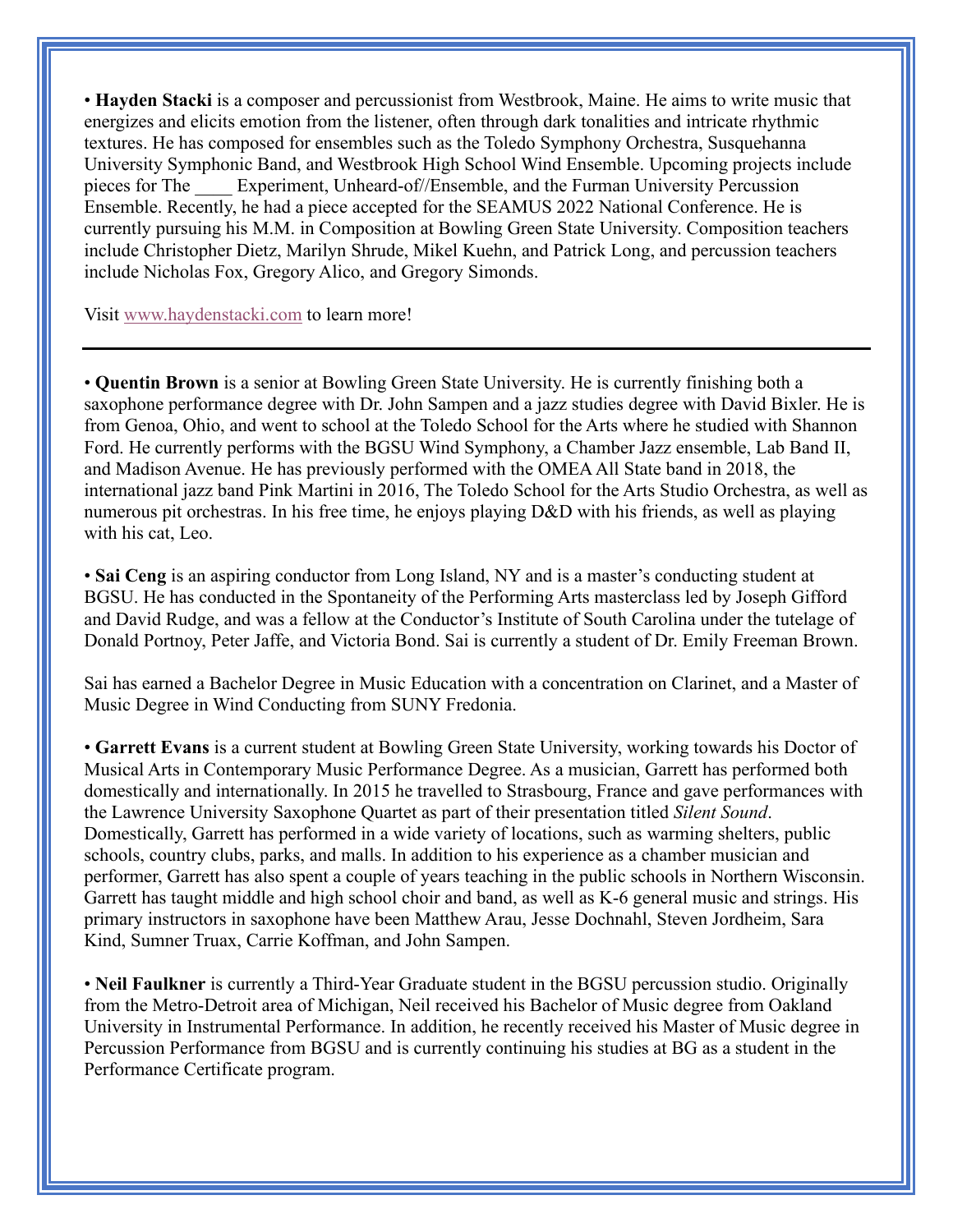• **Hayden Stacki** is a composer and percussionist from Westbrook, Maine. He aims to write music that energizes and elicits emotion from the listener, often through dark tonalities and intricate rhythmic textures. He has composed for ensembles such as the Toledo Symphony Orchestra, Susquehanna University Symphonic Band, and Westbrook High School Wind Ensemble. Upcoming projects include pieces for The ____ Experiment, Unheard-of//Ensemble, and the Furman University Percussion Ensemble. Recently, he had a piece accepted for the SEAMUS 2022 National Conference. He is currently pursuing his M.M. in Composition at Bowling Green State University. Composition teachers include Christopher Dietz, Marilyn Shrude, Mikel Kuehn, and Patrick Long, and percussion teachers include Nicholas Fox, Gregory Alico, and Gregory Simonds.

Visit www.haydenstacki.com to learn more!

---

• **Quentin Brown** is a senior at Bowling Green State University. He is currently finishing both a saxophone performance degree with Dr. John Sampen and a jazz studies degree with David Bixler. He is from Genoa, Ohio, and went to school at the Toledo School for the Arts where he studied with Shannon Ford. He currently performs with the BGSU Wind Symphony, a Chamber Jazz ensemble, Lab Band II, and Madison Avenue. He has previously performed with the OMEA All State band in 2018, the international jazz band Pink Martini in 2016, The Toledo School for the Arts Studio Orchestra, as well as numerous pit orchestras. In his free time, he enjoys playing D&D with his friends, as well as playing with his cat, Leo.

• **Sai Ceng** is an aspiring conductor from Long Island, NY and is a master's conducting student at BGSU. He has conducted in the Spontaneity of the Performing Arts masterclass led by Joseph Gifford and David Rudge, and was a fellow at the Conductor's Institute of South Carolina under the tutelage of Donald Portnoy, Peter Jaffe, and Victoria Bond. Sai is currently a student of Dr. Emily Freeman Brown.

Sai has earned a Bachelor Degree in Music Education with a concentration on Clarinet, and a Master of Music Degree in Wind Conducting from SUNY Fredonia.

• **Garrett Evans** is a current student at Bowling Green State University, working towards his Doctor of Musical Arts in Contemporary Music Performance Degree. As a musician, Garrett has performed both domestically and internationally. In 2015 he travelled to Strasbourg, France and gave performances with the Lawrence University Saxophone Quartet as part of their presentation titled *Silent Sound*. Domestically, Garrett has performed in a wide variety of locations, such as warming shelters, public schools, country clubs, parks, and malls. In addition to his experience as a chamber musician and performer, Garrett has also spent a couple of years teaching in the public schools in Northern Wisconsin. Garrett has taught middle and high school choir and band, as well as K-6 general music and strings. His primary instructors in saxophone have been Matthew Arau, Jesse Dochnahl, Steven Jordheim, Sara Kind, Sumner Truax, Carrie Koffman, and John Sampen.

• **Neil Faulkner** is currently a Third-Year Graduate student in the BGSU percussion studio. Originally from the Metro-Detroit area of Michigan, Neil received his Bachelor of Music degree from Oakland University in Instrumental Performance. In addition, he recently received his Master of Music degree in Percussion Performance from BGSU and is currently continuing his studies at BG as a student in the Performance Certificate program.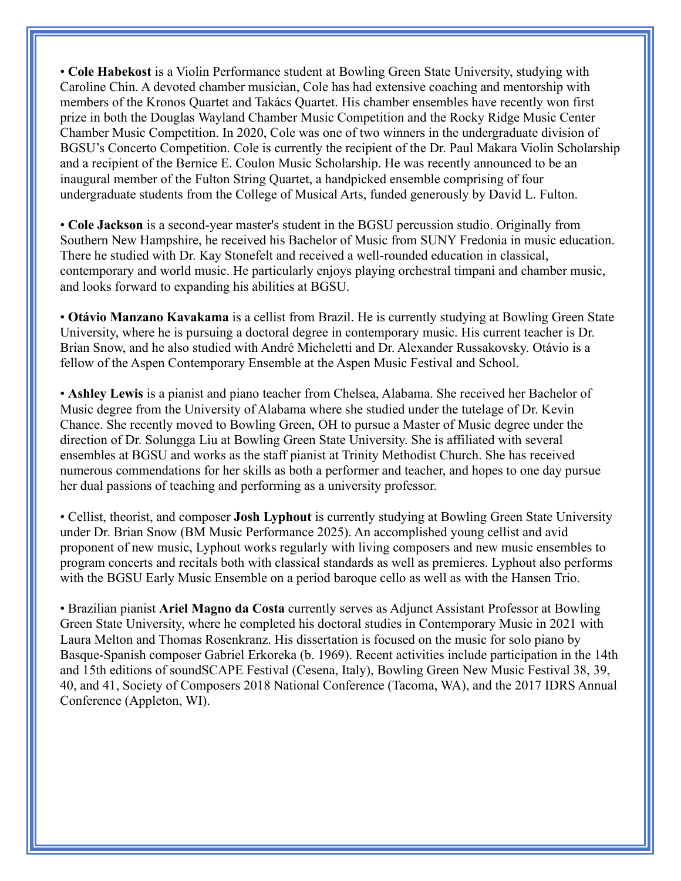- **Cole Habekost** is a Violin Performance student at Bowling Green State University, studying with Caroline Chin. A devoted chamber musician, Cole has had extensive coaching and mentorship with members of the Kronos Quartet and Takács Quartet. His chamber ensembles have recently won first prize in both the Douglas Wayland Chamber Music Competition and the Rocky Ridge Music Center Chamber Music Competition. In 2020, Cole was one of two winners in the undergraduate division of BGSU's Concerto Competition. Cole is currently the recipient of the Dr. Paul Makara Violin Scholarship and a recipient of the Bernice E. Coulon Music Scholarship. He was recently announced to be an inaugural member of the Fulton String Quartet, a handpicked ensemble comprising of four undergraduate students from the College of Musical Arts, funded generously by David L. Fulton.

- **Cole Jackson** is a second-year master's student in the BGSU percussion studio. Originally from Southern New Hampshire, he received his Bachelor of Music from SUNY Fredonia in music education. There he studied with Dr. Kay Stonefelt and received a well-rounded education in classical, contemporary and world music. He particularly enjoys playing orchestral timpani and chamber music, and looks forward to expanding his abilities at BGSU.

- **Otávio Manzano Kavakama** is a cellist from Brazil. He is currently studying at Bowling Green State University, where he is pursuing a doctoral degree in contemporary music. His current teacher is Dr. Brian Snow, and he also studied with André Micheletti and Dr. Alexander Russakovsky. Otávio is a fellow of the Aspen Contemporary Ensemble at the Aspen Music Festival and School.

- **Ashley Lewis** is a pianist and piano teacher from Chelsea, Alabama. She received her Bachelor of Music degree from the University of Alabama where she studied under the tutelage of Dr. Kevin Chance. She recently moved to Bowling Green, OH to pursue a Master of Music degree under the direction of Dr. Solungga Liu at Bowling Green State University. She is affiliated with several ensembles at BGSU and works as the staff pianist at Trinity Methodist Church. She has received numerous commendations for her skills as both a performer and teacher, and hopes to one day pursue her dual passions of teaching and performing as a university professor.

- Cellist, theorist, and composer **Josh Lyphout** is currently studying at Bowling Green State University under Dr. Brian Snow (BM Music Performance 2025). An accomplished young cellist and avid proponent of new music, Lyphout works regularly with living composers and new music ensembles to program concerts and recitals both with classical standards as well as premieres. Lyphout also performs with the BGSU Early Music Ensemble on a period baroque cello as well as with the Hansen Trio.

- Brazilian pianist **Ariel Magno da Costa** currently serves as Adjunct Assistant Professor at Bowling Green State University, where he completed his doctoral studies in Contemporary Music in 2021 with Laura Melton and Thomas Rosenkranz. His dissertation is focused on the music for solo piano by Basque-Spanish composer Gabriel Erkoreka (b. 1969). Recent activities include participation in the 14th and 15th editions of soundSCAPE Festival (Cesena, Italy), Bowling Green New Music Festival 38, 39, 40, and 41, Society of Composers 2018 National Conference (Tacoma, WA), and the 2017 IDRS Annual Conference (Appleton, WI).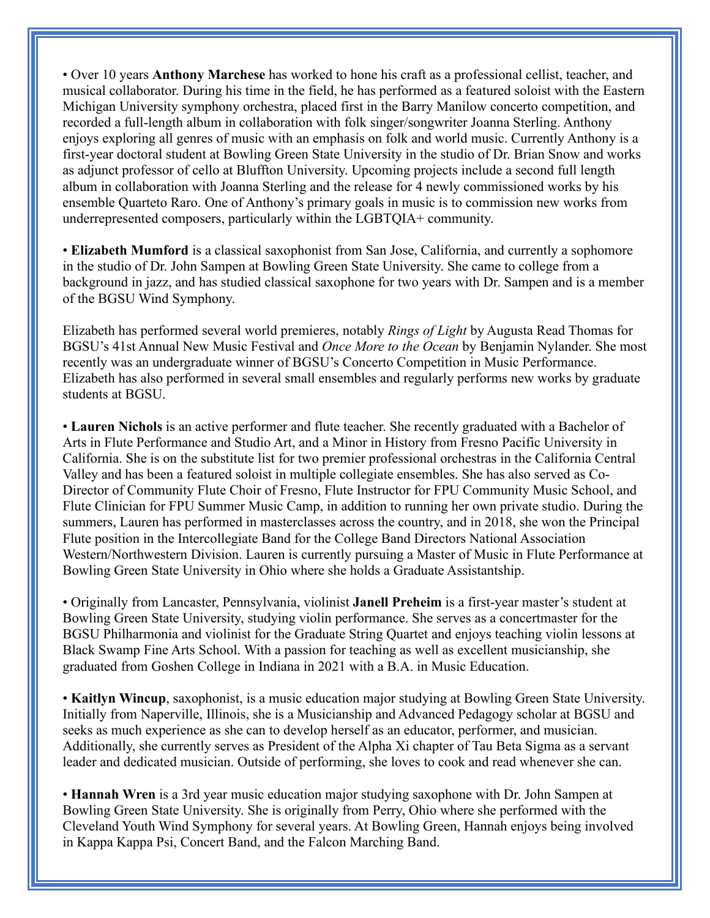- Over 10 years **Anthony Marchese** has worked to hone his craft as a professional cellist, teacher, and musical collaborator. During his time in the field, he has performed as a featured soloist with the Eastern Michigan University symphony orchestra, placed first in the Barry Manilow concerto competition, and recorded a full-length album in collaboration with folk singer/songwriter Joanna Sterling. Anthony enjoys exploring all genres of music with an emphasis on folk and world music. Currently Anthony is a first-year doctoral student at Bowling Green State University in the studio of Dr. Brian Snow and works as adjunct professor of cello at Bluffton University. Upcoming projects include a second full length album in collaboration with Joanna Sterling and the release for 4 newly commissioned works by his ensemble Quarteto Raro. One of Anthony's primary goals in music is to commission new works from underrepresented composers, particularly within the LGBTQIA+ community.

- **Elizabeth Mumford** is a classical saxophonist from San Jose, California, and currently a sophomore in the studio of Dr. John Sampen at Bowling Green State University. She came to college from a background in jazz, and has studied classical saxophone for two years with Dr. Sampen and is a member of the BGSU Wind Symphony.

Elizabeth has performed several world premieres, notably *Rings of Light* by Augusta Read Thomas for BGSU's 41st Annual New Music Festival and *Once More to the Ocean* by Benjamin Nylander. She most recently was an undergraduate winner of BGSU's Concerto Competition in Music Performance. Elizabeth has also performed in several small ensembles and regularly performs new works by graduate students at BGSU.

- **Lauren Nichols** is an active performer and flute teacher. She recently graduated with a Bachelor of Arts in Flute Performance and Studio Art, and a Minor in History from Fresno Pacific University in California. She is on the substitute list for two premier professional orchestras in the California Central Valley and has been a featured soloist in multiple collegiate ensembles. She has also served as Co-Director of Community Flute Choir of Fresno, Flute Instructor for FPU Community Music School, and Flute Clinician for FPU Summer Music Camp, in addition to running her own private studio. During the summers, Lauren has performed in masterclasses across the country, and in 2018, she won the Principal Flute position in the Intercollegiate Band for the College Band Directors National Association Western/Northwestern Division. Lauren is currently pursuing a Master of Music in Flute Performance at Bowling Green State University in Ohio where she holds a Graduate Assistantship.

- Originally from Lancaster, Pennsylvania, violinist **Janell Preheim** is a first-year master's student at Bowling Green State University, studying violin performance. She serves as a concertmaster for the BGSU Philharmonia and violinist for the Graduate String Quartet and enjoys teaching violin lessons at Black Swamp Fine Arts School. With a passion for teaching as well as excellent musicianship, she graduated from Goshen College in Indiana in 2021 with a B.A. in Music Education.

- **Kaitlyn Wincup**, saxophonist, is a music education major studying at Bowling Green State University. Initially from Naperville, Illinois, she is a Musicianship and Advanced Pedagogy scholar at BGSU and seeks as much experience as she can to develop herself as an educator, performer, and musician. Additionally, she currently serves as President of the Alpha Xi chapter of Tau Beta Sigma as a servant leader and dedicated musician. Outside of performing, she loves to cook and read whenever she can.

- **Hannah Wren** is a 3rd year music education major studying saxophone with Dr. John Sampen at Bowling Green State University. She is originally from Perry, Ohio where she performed with the Cleveland Youth Wind Symphony for several years. At Bowling Green, Hannah enjoys being involved in Kappa Kappa Psi, Concert Band, and the Falcon Marching Band.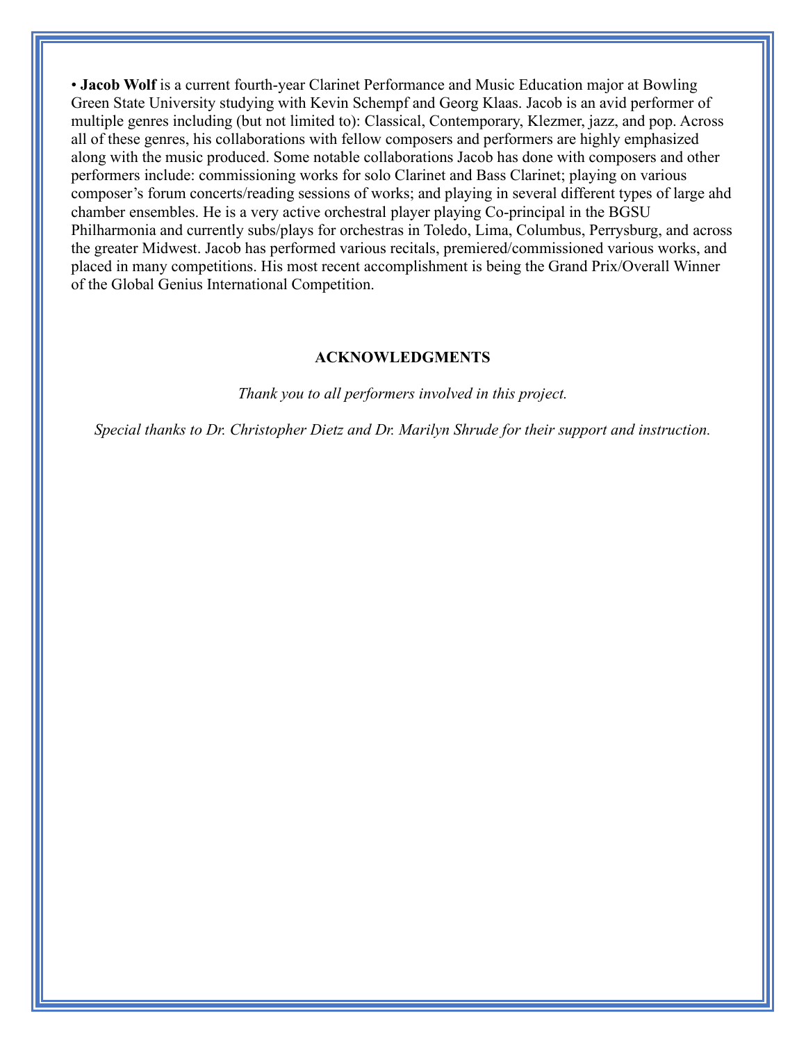- **Jacob Wolf** is a current fourth-year Clarinet Performance and Music Education major at Bowling Green State University studying with Kevin Schempf and Georg Klaas. Jacob is an avid performer of multiple genres including (but not limited to): Classical, Contemporary, Klezmer, jazz, and pop. Across all of these genres, his collaborations with fellow composers and performers are highly emphasized along with the music produced. Some notable collaborations Jacob has done with composers and other performers include: commissioning works for solo Clarinet and Bass Clarinet; playing on various composer's forum concerts/reading sessions of works; and playing in several different types of large ahd chamber ensembles. He is a very active orchestral player playing Co-principal in the BGSU Philharmonia and currently subs/plays for orchestras in Toledo, Lima, Columbus, Perrysburg, and across the greater Midwest. Jacob has performed various recitals, premiered/commissioned various works, and placed in many competitions. His most recent accomplishment is being the Grand Prix/Overall Winner of the Global Genius International Competition.

## ACKNOWLEDGMENTS

*Thank you to all performers involved in this project.*

*Special thanks to Dr. Christopher Dietz and Dr. Marilyn Shrude for their support and instruction.*